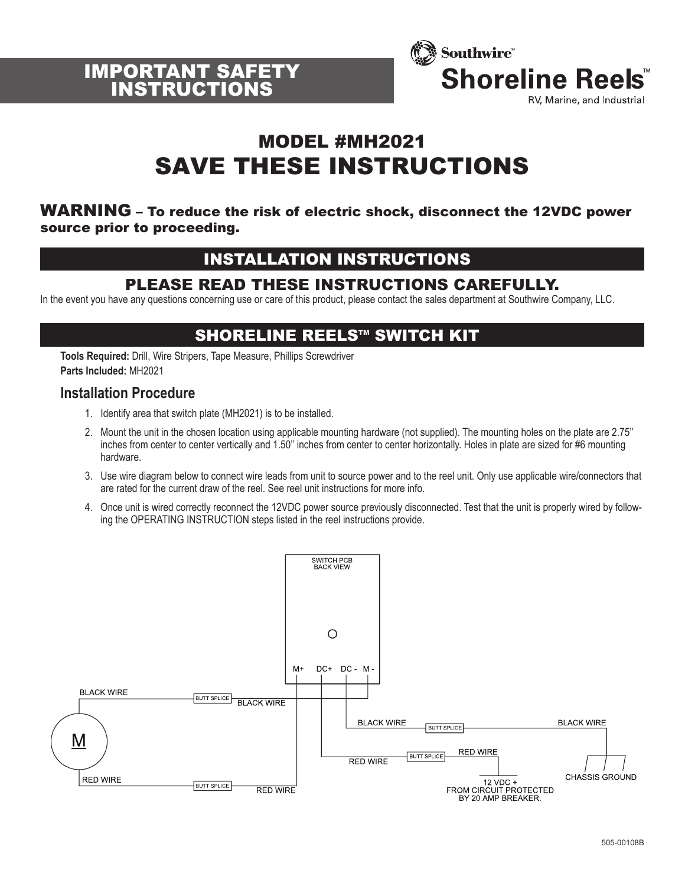# IMPORTANT SAFETY INSTRUCTIONS

Southwire™
**Shoreline Reels™**
RV, Marine, and Industrial

## MODEL #MH2021
# SAVE THESE INSTRUCTIONS

**WARNING – To reduce the risk of electric shock, disconnect the 12VDC power source prior to proceeding.**

## INSTALLATION INSTRUCTIONS

### PLEASE READ THESE INSTRUCTIONS CAREFULLY.

In the event you have any questions concerning use or care of this product, please contact the sales department at Southwire Company, LLC.

## SHORELINE REELS™ SWITCH KIT

**Tools Required:** Drill, Wire Stripers, Tape Measure, Phillips Screwdriver
**Parts Included:** MH2021

### Installation Procedure

1. Identify area that switch plate (MH2021) is to be installed.
2. Mount the unit in the chosen location using applicable mounting hardware (not supplied). The mounting holes on the plate are 2.75'' inches from center to center vertically and 1.50'' inches from center to center horizontally. Holes in plate are sized for #6 mounting hardware.
3. Use wire diagram below to connect wire leads from unit to source power and to the reel unit. Only use applicable wire/connectors that are rated for the current draw of the reel. See reel unit instructions for more info.
4. Once unit is wired correctly reconnect the 12VDC power source previously disconnected. Test that the unit is properly wired by following the OPERATING INSTRUCTION steps listed in the reel instructions provide.

SWITCH PCB BACK VIEW

M+ DC+ DC - M -

BLACK WIRE — BUTT SPLICE — BLACK WIRE

M

RED WIRE — BUTT SPLICE — RED WIRE

BLACK WIRE — BUTT SPLICE — BLACK WIRE — CHASSIS GROUND

RED WIRE — BUTT SPLICE — RED WIRE — 12 VDC + FROM CIRCUIT PROTECTED BY 20 AMP BREAKER.

505-00108B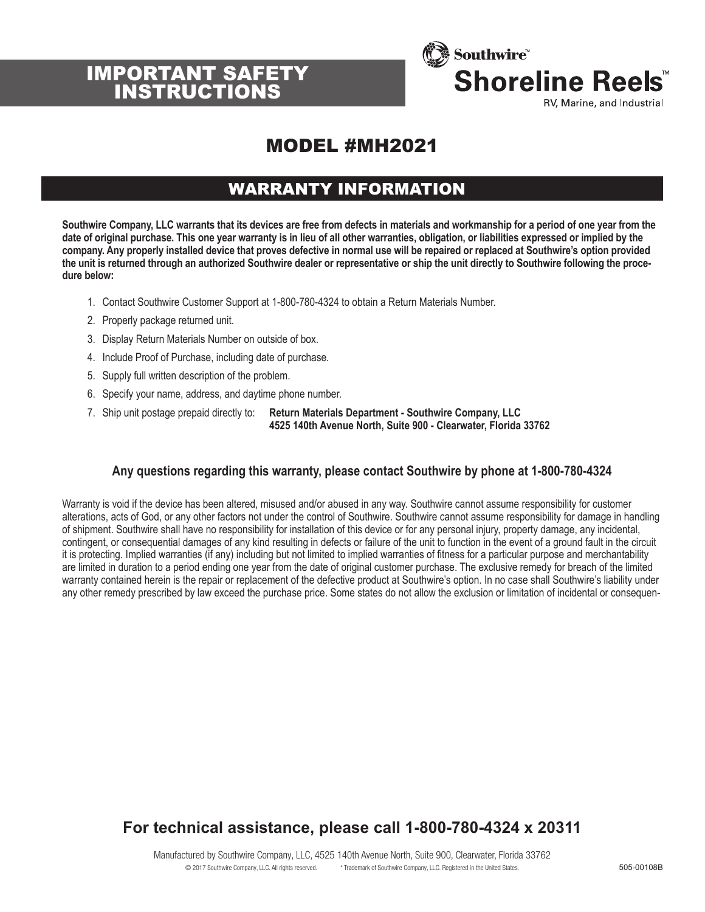## IMPORTANT SAFETY INSTRUCTIONS

Southwire™
**Shoreline Reels™**
RV, Marine, and Industrial

# MODEL #MH2021

## WARRANTY INFORMATION

**Southwire Company, LLC warrants that its devices are free from defects in materials and workmanship for a period of one year from the date of original purchase. This one year warranty is in lieu of all other warranties, obligation, or liabilities expressed or implied by the company. Any properly installed device that proves defective in normal use will be repaired or replaced at Southwire's option provided the unit is returned through an authorized Southwire dealer or representative or ship the unit directly to Southwire following the procedure below:**

1. Contact Southwire Customer Support at 1-800-780-4324 to obtain a Return Materials Number.
2. Properly package returned unit.
3. Display Return Materials Number on outside of box.
4. Include Proof of Purchase, including date of purchase.
5. Supply full written description of the problem.
6. Specify your name, address, and daytime phone number.
7. Ship unit postage prepaid directly to: **Return Materials Department - Southwire Company, LLC 4525 140th Avenue North, Suite 900 - Clearwater, Florida 33762**

**Any questions regarding this warranty, please contact Southwire by phone at 1-800-780-4324**

Warranty is void if the device has been altered, misused and/or abused in any way. Southwire cannot assume responsibility for customer alterations, acts of God, or any other factors not under the control of Southwire. Southwire cannot assume responsibility for damage in handling of shipment. Southwire shall have no responsibility for installation of this device or for any personal injury, property damage, any incidental, contingent, or consequential damages of any kind resulting in defects or failure of the unit to function in the event of a ground fault in the circuit it is protecting. Implied warranties (if any) including but not limited to implied warranties of fitness for a particular purpose and merchantability are limited in duration to a period ending one year from the date of original customer purchase. The exclusive remedy for breach of the limited warranty contained herein is the repair or replacement of the defective product at Southwire's option. In no case shall Southwire's liability under any other remedy prescribed by law exceed the purchase price. Some states do not allow the exclusion or limitation of incidental or consequen-

## For technical assistance, please call 1-800-780-4324 x 20311

Manufactured by Southwire Company, LLC, 4525 140th Avenue North, Suite 900, Clearwater, Florida 33762

© 2017 Southwire Company, LLC. All rights reserved. * Trademark of Southwire Company, LLC. Registered in the United States.

505-00108B